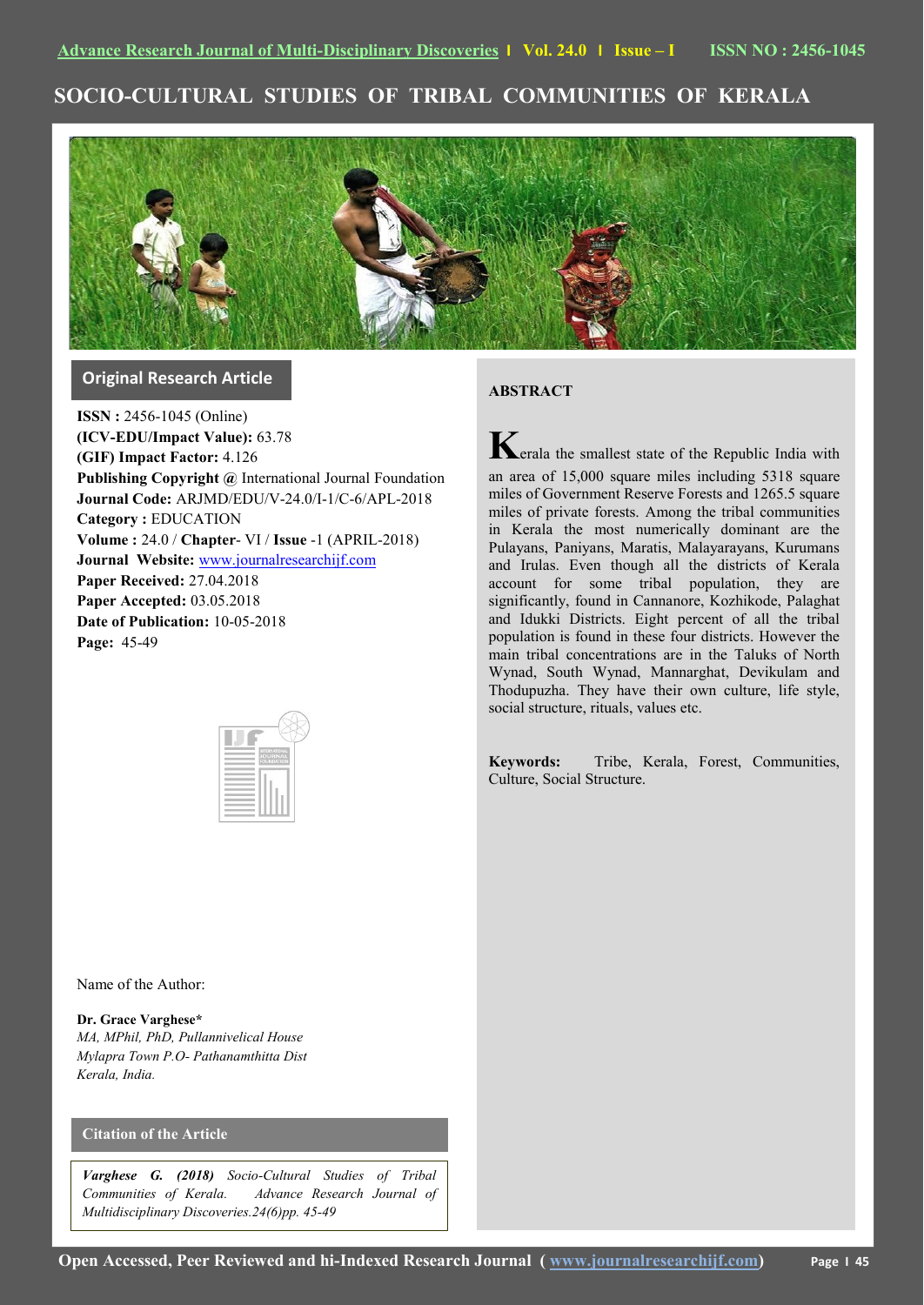# SOCIO-CULTURAL STUDIES OF TRIBAL COMMUNITIES OF KERALA

## Original Research Article

**ISSN :** 2456-1045 (Online)
**(ICV-EDU/Impact Value):** 63.78
**(GIF) Impact Factor:** 4.126
**Publishing Copyright @** International Journal Foundation
**Journal Code:** ARJMD/EDU/V-24.0/I-1/C-6/APL-2018
**Category :** EDUCATION
**Volume :** 24.0 / **Chapter**- VI / **Issue** -1 (APRIL-2018)
**Journal Website:** www.journalresearchijf.com
**Paper Received:** 27.04.2018
**Paper Accepted:** 03.05.2018
**Date of Publication:** 10-05-2018
**Page:** 45-49

Name of the Author:

**Dr. Grace Varghese***
*MA, MPhil, PhD, Pullannivelical House*
*Mylapra Town P.O- Pathanamthitta Dist*
*Kerala, India.*

### Citation of the Article

***Varghese G. (2018)*** *Socio-Cultural Studies of Tribal Communities of Kerala. Advance Research Journal of Multidisciplinary Discoveries.24(6)pp. 45-49*

## ABSTRACT

Kerala the smallest state of the Republic India with an area of 15,000 square miles including 5318 square miles of Government Reserve Forests and 1265.5 square miles of private forests. Among the tribal communities in Kerala the most numerically dominant are the Pulayans, Paniyans, Maratis, Malayarayans, Kurumans and Irulas. Even though all the districts of Kerala account for some tribal population, they are significantly, found in Cannanore, Kozhikode, Palaghat and Idukki Districts. Eight percent of all the tribal population is found in these four districts. However the main tribal concentrations are in the Taluks of North Wynad, South Wynad, Mannarghat, Devikulam and Thodupuzha. They have their own culture, life style, social structure, rituals, values etc.

**Keywords:** Tribe, Kerala, Forest, Communities, Culture, Social Structure.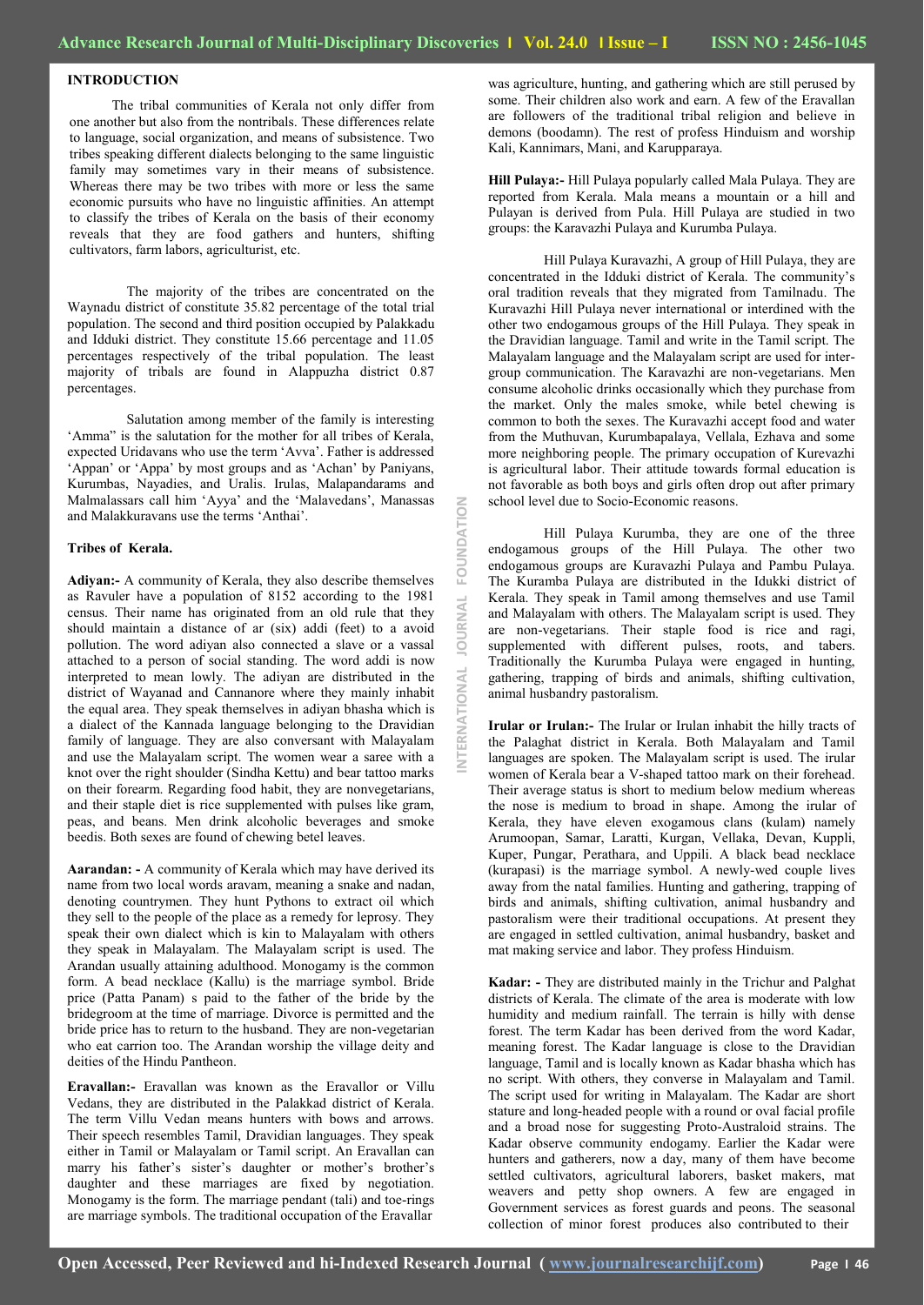## INTRODUCTION

The tribal communities of Kerala not only differ from one another but also from the nontribals. These differences relate to language, social organization, and means of subsistence. Two tribes speaking different dialects belonging to the same linguistic family may sometimes vary in their means of subsistence. Whereas there may be two tribes with more or less the same economic pursuits who have no linguistic affinities. An attempt to classify the tribes of Kerala on the basis of their economy reveals that they are food gathers and hunters, shifting cultivators, farm labors, agriculturist, etc.

The majority of the tribes are concentrated on the Waynadu district of constitute 35.82 percentage of the total trial population. The second and third position occupied by Palakkadu and Idduki district. They constitute 15.66 percentage and 11.05 percentages respectively of the tribal population. The least majority of tribals are found in Alappuzha district 0.87 percentages.

Salutation among member of the family is interesting 'Amma" is the salutation for the mother for all tribes of Kerala, expected Uridavans who use the term 'Avva'. Father is addressed 'Appan' or 'Appa' by most groups and as 'Achan' by Paniyans, Kurumbas, Nayadies, and Uralis. Irulas, Malapandarams and Malmalassars call him 'Ayya' and the 'Malavedans', Manassas and Malakkuravans use the terms 'Anthai'.

## Tribes of Kerala.

**Adiyan:-** A community of Kerala, they also describe themselves as Ravuler have a population of 8152 according to the 1981 census. Their name has originated from an old rule that they should maintain a distance of ar (six) addi (feet) to a avoid pollution. The word adiyan also connected a slave or a vassal attached to a person of social standing. The word addi is now interpreted to mean lowly. The adiyan are distributed in the district of Wayanad and Cannanore where they mainly inhabit the equal area. They speak themselves in adiyan bhasha which is a dialect of the Kannada language belonging to the Dravidian family of language. They are also conversant with Malayalam and use the Malayalam script. The women wear a saree with a knot over the right shoulder (Sindha Kettu) and bear tattoo marks on their forearm. Regarding food habit, they are nonvegetarians, and their staple diet is rice supplemented with pulses like gram, peas, and beans. Men drink alcoholic beverages and smoke beedis. Both sexes are found of chewing betel leaves.

**Aarandan: -** A community of Kerala which may have derived its name from two local words aravam, meaning a snake and nadan, denoting countrymen. They hunt Pythons to extract oil which they sell to the people of the place as a remedy for leprosy. They speak their own dialect which is kin to Malayalam with others they speak in Malayalam. The Malayalam script is used. The Arandan usually attaining adulthood. Monogamy is the common form. A bead necklace (Kallu) is the marriage symbol. Bride price (Patta Panam) s paid to the father of the bride by the bridegroom at the time of marriage. Divorce is permitted and the bride price has to return to the husband. They are non-vegetarian who eat carrion too. The Arandan worship the village deity and deities of the Hindu Pantheon.

**Eravallan:-** Eravallan was known as the Eravallor or Villu Vedans, they are distributed in the Palakkad district of Kerala. The term Villu Vedan means hunters with bows and arrows. Their speech resembles Tamil, Dravidian languages. They speak either in Tamil or Malayalam or Tamil script. An Eravallan can marry his father's sister's daughter or mother's brother's daughter and these marriages are fixed by negotiation. Monogamy is the form. The marriage pendant (tali) and toe-rings are marriage symbols. The traditional occupation of the Eravallar was agriculture, hunting, and gathering which are still perused by some. Their children also work and earn. A few of the Eravallan are followers of the traditional tribal religion and believe in demons (boodamn). The rest of profess Hinduism and worship Kali, Kannimars, Mani, and Karupparaya.

**Hill Pulaya:-** Hill Pulaya popularly called Mala Pulaya. They are reported from Kerala. Mala means a mountain or a hill and Pulayan is derived from Pula. Hill Pulaya are studied in two groups: the Karavazhi Pulaya and Kurumba Pulaya.

Hill Pulaya Kuravazhi, A group of Hill Pulaya, they are concentrated in the Idduki district of Kerala. The community's oral tradition reveals that they migrated from Tamilnadu. The Kuravazhi Hill Pulaya never international or interdined with the other two endogamous groups of the Hill Pulaya. They speak in the Dravidian language. Tamil and write in the Tamil script. The Malayalam language and the Malayalam script are used for inter-group communication. The Karavazhi are non-vegetarians. Men consume alcoholic drinks occasionally which they purchase from the market. Only the males smoke, while betel chewing is common to both the sexes. The Kuravazhi accept food and water from the Muthuvan, Kurumbapalaya, Vellala, Ezhava and some more neighboring people. The primary occupation of Kurevazhi is agricultural labor. Their attitude towards formal education is not favorable as both boys and girls often drop out after primary school level due to Socio-Economic reasons.

Hill Pulaya Kurumba, they are one of the three endogamous groups of the Hill Pulaya. The other two endogamous groups are Kuravazhi Pulaya and Pambu Pulaya. The Kuramba Pulaya are distributed in the Idukki district of Kerala. They speak in Tamil among themselves and use Tamil and Malayalam with others. The Malayalam script is used. They are non-vegetarians. Their staple food is rice and ragi, supplemented with different pulses, roots, and tabers. Traditionally the Kurumba Pulaya were engaged in hunting, gathering, trapping of birds and animals, shifting cultivation, animal husbandry pastoralism.

**Irular or Irulan:-** The Irular or Irulan inhabit the hilly tracts of the Palaghat district in Kerala. Both Malayalam and Tamil languages are spoken. The Malayalam script is used. The irular women of Kerala bear a V-shaped tattoo mark on their forehead. Their average status is short to medium below medium whereas the nose is medium to broad in shape. Among the irular of Kerala, they have eleven exogamous clans (kulam) namely Arumoopan, Samar, Laratti, Kurgan, Vellaka, Devan, Kuppli, Kuper, Pungar, Perathara, and Uppili. A black bead necklace (kurapasi) is the marriage symbol. A newly-wed couple lives away from the natal families. Hunting and gathering, trapping of birds and animals, shifting cultivation, animal husbandry and pastoralism were their traditional occupations. At present they are engaged in settled cultivation, animal husbandry, basket and mat making service and labor. They profess Hinduism.

**Kadar: -** They are distributed mainly in the Trichur and Palghat districts of Kerala. The climate of the area is moderate with low humidity and medium rainfall. The terrain is hilly with dense forest. The term Kadar has been derived from the word Kadar, meaning forest. The Kadar language is close to the Dravidian language, Tamil and is locally known as Kadar bhasha which has no script. With others, they converse in Malayalam and Tamil. The script used for writing in Malayalam. The Kadar are short stature and long-headed people with a round or oval facial profile and a broad nose for suggesting Proto-Australoid strains. The Kadar observe community endogamy. Earlier the Kadar were hunters and gatherers, now a day, many of them have become settled cultivators, agricultural laborers, basket makers, mat weavers and petty shop owners. A few are engaged in Government services as forest guards and peons. The seasonal collection of minor forest produces also contributed to their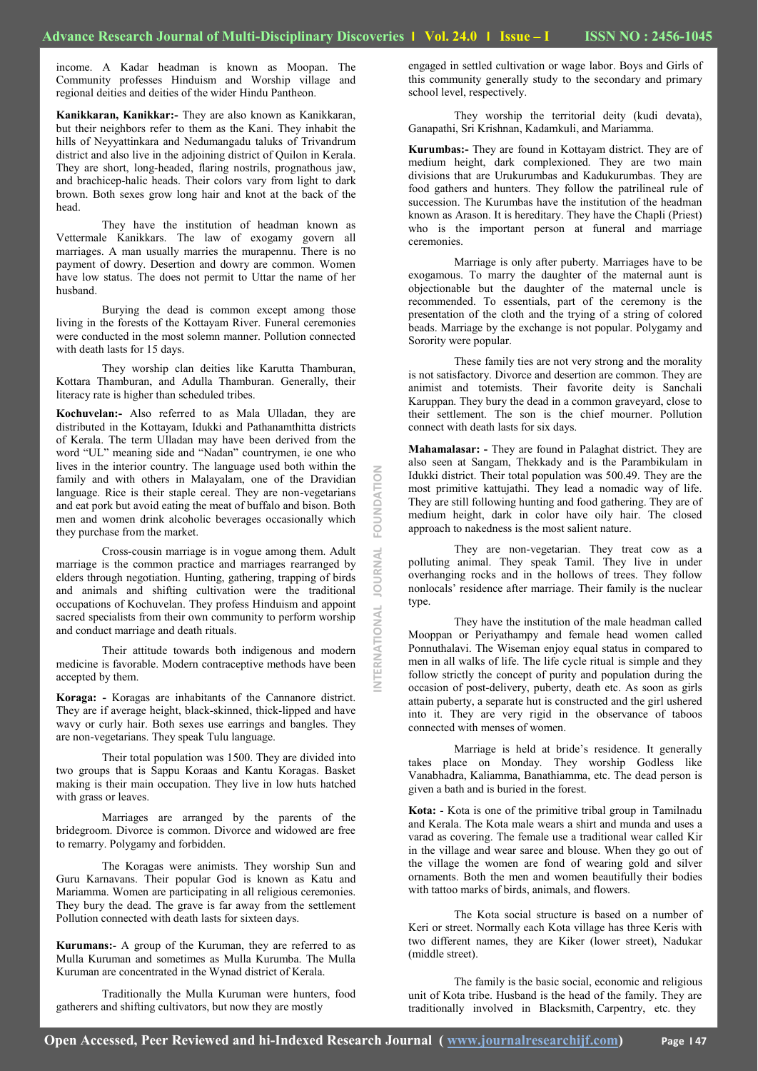income. A Kadar headman is known as Moopan. The Community professes Hinduism and Worship village and regional deities and deities of the wider Hindu Pantheon.

**Kanikkaran, Kanikkar:-** They are also known as Kanikkaran, but their neighbors refer to them as the Kani. They inhabit the hills of Neyyattinkara and Nedumangadu taluks of Trivandrum district and also live in the adjoining district of Quilon in Kerala. They are short, long-headed, flaring nostrils, prognathous jaw, and brachicep-halic heads. Their colors vary from light to dark brown. Both sexes grow long hair and knot at the back of the head.

They have the institution of headman known as Vettermale Kanikkars. The law of exogamy govern all marriages. A man usually marries the murapennu. There is no payment of dowry. Desertion and dowry are common. Women have low status. The does not permit to Uttar the name of her husband.

Burying the dead is common except among those living in the forests of the Kottayam River. Funeral ceremonies were conducted in the most solemn manner. Pollution connected with death lasts for 15 days.

They worship clan deities like Karutta Thamburan, Kottara Thamburan, and Adulla Thamburan. Generally, their literacy rate is higher than scheduled tribes.

**Kochuvelan:-** Also referred to as Mala Ulladan, they are distributed in the Kottayam, Idukki and Pathanamthitta districts of Kerala. The term Ulladan may have been derived from the word "UL" meaning side and "Nadan" countrymen, ie one who lives in the interior country. The language used both within the family and with others in Malayalam, one of the Dravidian language. Rice is their staple cereal. They are non-vegetarians and eat pork but avoid eating the meat of buffalo and bison. Both men and women drink alcoholic beverages occasionally which they purchase from the market.

Cross-cousin marriage is in vogue among them. Adult marriage is the common practice and marriages rearranged by elders through negotiation. Hunting, gathering, trapping of birds and animals and shifting cultivation were the traditional occupations of Kochuvelan. They profess Hinduism and appoint sacred specialists from their own community to perform worship and conduct marriage and death rituals.

Their attitude towards both indigenous and modern medicine is favorable. Modern contraceptive methods have been accepted by them.

**Koraga: -** Koragas are inhabitants of the Cannanore district. They are if average height, black-skinned, thick-lipped and have wavy or curly hair. Both sexes use earrings and bangles. They are non-vegetarians. They speak Tulu language.

Their total population was 1500. They are divided into two groups that is Sappu Koraas and Kantu Koragas. Basket making is their main occupation. They live in low huts hatched with grass or leaves.

Marriages are arranged by the parents of the bridegroom. Divorce is common. Divorce and widowed are free to remarry. Polygamy and forbidden.

The Koragas were animists. They worship Sun and Guru Karnavans. Their popular God is known as Katu and Mariamma. Women are participating in all religious ceremonies. They bury the dead. The grave is far away from the settlement Pollution connected with death lasts for sixteen days.

**Kurumans:-** A group of the Kuruman, they are referred to as Mulla Kuruman and sometimes as Mulla Kurumba. The Mulla Kuruman are concentrated in the Wynad district of Kerala.

Traditionally the Mulla Kuruman were hunters, food gatherers and shifting cultivators, but now they are mostly engaged in settled cultivation or wage labor. Boys and Girls of this community generally study to the secondary and primary school level, respectively.

They worship the territorial deity (kudi devata), Ganapathi, Sri Krishnan, Kadamkuli, and Mariamma.

**Kurumbas:-** They are found in Kottayam district. They are of medium height, dark complexioned. They are two main divisions that are Urukurumbas and Kadukurumbas. They are food gathers and hunters. They follow the patrilineal rule of succession. The Kurumbas have the institution of the headman known as Arason. It is hereditary. They have the Chapli (Priest) who is the important person at funeral and marriage ceremonies.

Marriage is only after puberty. Marriages have to be exogamous. To marry the daughter of the maternal aunt is objectionable but the daughter of the maternal uncle is recommended. To essentials, part of the ceremony is the presentation of the cloth and the trying of a string of colored beads. Marriage by the exchange is not popular. Polygamy and Sorority were popular.

These family ties are not very strong and the morality is not satisfactory. Divorce and desertion are common. They are animist and totemists. Their favorite deity is Sanchali Karuppan. They bury the dead in a common graveyard, close to their settlement. The son is the chief mourner. Pollution connect with death lasts for six days.

**Mahamalasar: -** They are found in Palaghat district. They are also seen at Sangam, Thekkady and is the Parambikulam in Idukki district. Their total population was 500.49. They are the most primitive kattujathi. They lead a nomadic way of life. They are still following hunting and food gathering. They are of medium height, dark in color have oily hair. The closed approach to nakedness is the most salient nature.

They are non-vegetarian. They treat cow as a polluting animal. They speak Tamil. They live in under overhanging rocks and in the hollows of trees. They follow nonlocals' residence after marriage. Their family is the nuclear type.

They have the institution of the male headman called Mooppan or Periyathampy and female head women called Ponnuthalavi. The Wiseman enjoy equal status in compared to men in all walks of life. The life cycle ritual is simple and they follow strictly the concept of purity and population during the occasion of post-delivery, puberty, death etc. As soon as girls attain puberty, a separate hut is constructed and the girl ushered into it. They are very rigid in the observance of taboos connected with menses of women.

Marriage is held at bride's residence. It generally takes place on Monday. They worship Godless like Vanabhadra, Kaliamma, Banathiamma, etc. The dead person is given a bath and is buried in the forest.

**Kota:** - Kota is one of the primitive tribal group in Tamilnadu and Kerala. The Kota male wears a shirt and munda and uses a varad as covering. The female use a traditional wear called Kir in the village and wear saree and blouse. When they go out of the village the women are fond of wearing gold and silver ornaments. Both the men and women beautifully their bodies with tattoo marks of birds, animals, and flowers.

The Kota social structure is based on a number of Keri or street. Normally each Kota village has three Keris with two different names, they are Kiker (lower street), Nadukar (middle street).

The family is the basic social, economic and religious unit of Kota tribe. Husband is the head of the family. They are traditionally involved in Blacksmith, Carpentry, etc. they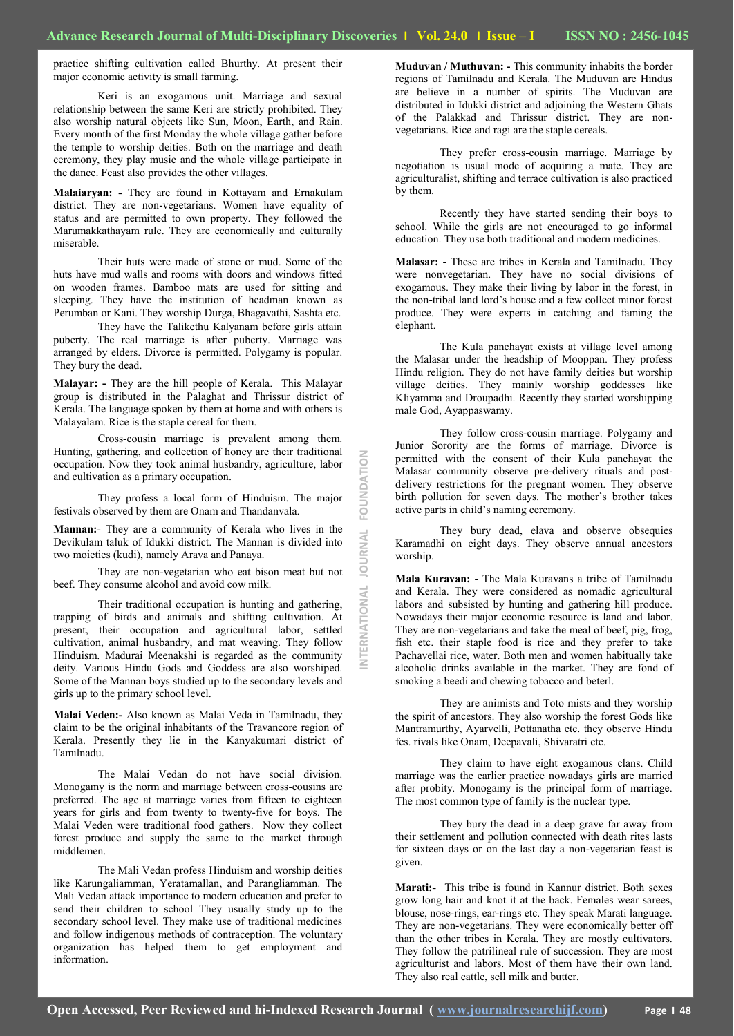practice shifting cultivation called Bhurthy. At present their major economic activity is small farming.

Keri is an exogamous unit. Marriage and sexual relationship between the same Keri are strictly prohibited. They also worship natural objects like Sun, Moon, Earth, and Rain. Every month of the first Monday the whole village gather before the temple to worship deities. Both on the marriage and death ceremony, they play music and the whole village participate in the dance. Feast also provides the other villages.

**Malaiaryan: -** They are found in Kottayam and Ernakulam district. They are non-vegetarians. Women have equality of status and are permitted to own property. They followed the Marumakkathayam rule. They are economically and culturally miserable.

Their huts were made of stone or mud. Some of the huts have mud walls and rooms with doors and windows fitted on wooden frames. Bamboo mats are used for sitting and sleeping. They have the institution of headman known as Perumban or Kani. They worship Durga, Bhagavathi, Sashta etc.

They have the Talikethu Kalyanam before girls attain puberty. The real marriage is after puberty. Marriage was arranged by elders. Divorce is permitted. Polygamy is popular. They bury the dead.

**Malayar: -** They are the hill people of Kerala. This Malayar group is distributed in the Palaghat and Thrissur district of Kerala. The language spoken by them at home and with others is Malayalam. Rice is the staple cereal for them.

Cross-cousin marriage is prevalent among them. Hunting, gathering, and collection of honey are their traditional occupation. Now they took animal husbandry, agriculture, labor and cultivation as a primary occupation.

They profess a local form of Hinduism. The major festivals observed by them are Onam and Thandanvala.

**Mannan:-** They are a community of Kerala who lives in the Devikulam taluk of Idukki district. The Mannan is divided into two moieties (kudi), namely Arava and Panaya.

They are non-vegetarian who eat bison meat but not beef. They consume alcohol and avoid cow milk.

Their traditional occupation is hunting and gathering, trapping of birds and animals and shifting cultivation. At present, their occupation and agricultural labor, settled cultivation, animal husbandry, and mat weaving. They follow Hinduism. Madurai Meenakshi is regarded as the community deity. Various Hindu Gods and Goddess are also worshiped. Some of the Mannan boys studied up to the secondary levels and girls up to the primary school level.

**Malai Veden:-** Also known as Malai Veda in Tamilnadu, they claim to be the original inhabitants of the Travancore region of Kerala. Presently they lie in the Kanyakumari district of Tamilnadu.

The Malai Vedan do not have social division. Monogamy is the norm and marriage between cross-cousins are preferred. The age at marriage varies from fifteen to eighteen years for girls and from twenty to twenty-five for boys. The Malai Veden were traditional food gathers. Now they collect forest produce and supply the same to the market through middlemen.

The Mali Vedan profess Hinduism and worship deities like Karungaliamman, Yeratamallan, and Parangliamman. The Mali Vedan attack importance to modern education and prefer to send their children to school They usually study up to the secondary school level. They make use of traditional medicines and follow indigenous methods of contraception. The voluntary organization has helped them to get employment and information.

**Muduvan / Muthuvan: -** This community inhabits the border regions of Tamilnadu and Kerala. The Muduvan are Hindus are believe in a number of spirits. The Muduvan are distributed in Idukki district and adjoining the Western Ghats of the Palakkad and Thrissur district. They are non-vegetarians. Rice and ragi are the staple cereals.

They prefer cross-cousin marriage. Marriage by negotiation is usual mode of acquiring a mate. They are agriculturalist, shifting and terrace cultivation is also practiced by them.

Recently they have started sending their boys to school. While the girls are not encouraged to go informal education. They use both traditional and modern medicines.

**Malasar:** - These are tribes in Kerala and Tamilnadu. They were nonvegetarian. They have no social divisions of exogamous. They make their living by labor in the forest, in the non-tribal land lord's house and a few collect minor forest produce. They were experts in catching and faming the elephant.

The Kula panchayat exists at village level among the Malasar under the headship of Mooppan. They profess Hindu religion. They do not have family deities but worship village deities. They mainly worship goddesses like Kliyamma and Droupadhi. Recently they started worshipping male God, Ayappaswamy.

They follow cross-cousin marriage. Polygamy and Junior Sorority are the forms of marriage. Divorce is permitted with the consent of their Kula panchayat the Malasar community observe pre-delivery rituals and post-delivery restrictions for the pregnant women. They observe birth pollution for seven days. The mother's brother takes active parts in child's naming ceremony.

They bury dead, elava and observe obsequies Karamadhi on eight days. They observe annual ancestors worship.

**Mala Kuravan:** - The Mala Kuravans a tribe of Tamilnadu and Kerala. They were considered as nomadic agricultural labors and subsisted by hunting and gathering hill produce. Nowadays their major economic resource is land and labor. They are non-vegetarians and take the meal of beef, pig, frog, fish etc. their staple food is rice and they prefer to take Pachavellai rice, water. Both men and women habitually take alcoholic drinks available in the market. They are fond of smoking a beedi and chewing tobacco and beterl.

They are animists and Toto mists and they worship the spirit of ancestors. They also worship the forest Gods like Mantramurthy, Ayarvelli, Pottanatha etc. they observe Hindu fes. rivals like Onam, Deepavali, Shivaratri etc.

They claim to have eight exogamous clans. Child marriage was the earlier practice nowadays girls are married after probity. Monogamy is the principal form of marriage. The most common type of family is the nuclear type.

They bury the dead in a deep grave far away from their settlement and pollution connected with death rites lasts for sixteen days or on the last day a non-vegetarian feast is given.

**Marati:-** This tribe is found in Kannur district. Both sexes grow long hair and knot it at the back. Females wear sarees, blouse, nose-rings, ear-rings etc. They speak Marati language. They are non-vegetarians. They were economically better off than the other tribes in Kerala. They are mostly cultivators. They follow the patrilineal rule of succession. They are most agriculturist and labors. Most of them have their own land. They also real cattle, sell milk and butter.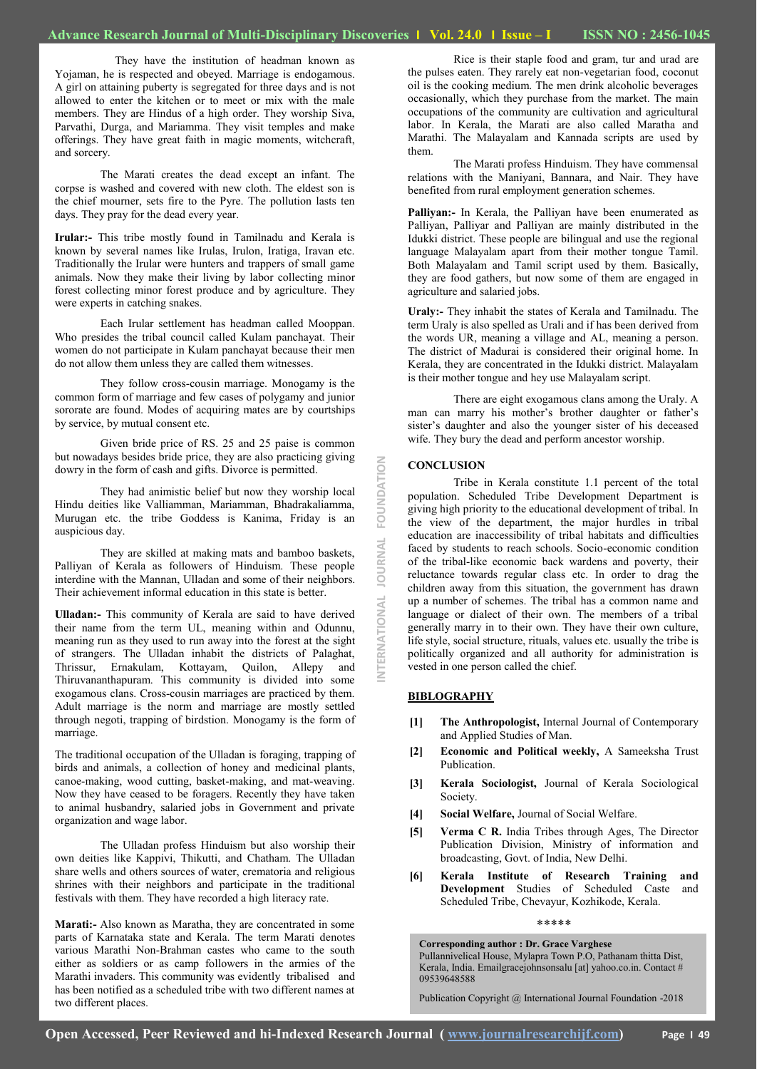They have the institution of headman known as Yojaman, he is respected and obeyed. Marriage is endogamous. A girl on attaining puberty is segregated for three days and is not allowed to enter the kitchen or to meet or mix with the male members. They are Hindus of a high order. They worship Siva, Parvathi, Durga, and Mariamma. They visit temples and make offerings. They have great faith in magic moments, witchcraft, and sorcery.

The Marati creates the dead except an infant. The corpse is washed and covered with new cloth. The eldest son is the chief mourner, sets fire to the Pyre. The pollution lasts ten days. They pray for the dead every year.

**Irular:-** This tribe mostly found in Tamilnadu and Kerala is known by several names like Irulas, Irulon, Iratiga, Iravan etc. Traditionally the Irular were hunters and trappers of small game animals. Now they make their living by labor collecting minor forest collecting minor forest produce and by agriculture. They were experts in catching snakes.

Each Irular settlement has headman called Mooppan. Who presides the tribal council called Kulam panchayat. Their women do not participate in Kulam panchayat because their men do not allow them unless they are called them witnesses.

They follow cross-cousin marriage. Monogamy is the common form of marriage and few cases of polygamy and junior sororate are found. Modes of acquiring mates are by courtships by service, by mutual consent etc.

Given bride price of RS. 25 and 25 paise is common but nowadays besides bride price, they are also practicing giving dowry in the form of cash and gifts. Divorce is permitted.

They had animistic belief but now they worship local Hindu deities like Valliamman, Mariamman, Bhadrakaliamma, Murugan etc. the tribe Goddess is Kanima, Friday is an auspicious day.

They are skilled at making mats and bamboo baskets, Palliyan of Kerala as followers of Hinduism. These people interdine with the Mannan, Ulladan and some of their neighbors. Their achievement informal education in this state is better.

**Ulladan:-** This community of Kerala are said to have derived their name from the term UL, meaning within and Odunnu, meaning run as they used to run away into the forest at the sight of strangers. The Ulladan inhabit the districts of Palaghat, Thrissur, Ernakulam, Kottayam, Quilon, Allepy and Thiruvananthapuram. This community is divided into some exogamous clans. Cross-cousin marriages are practiced by them. Adult marriage is the norm and marriage are mostly settled through negoti, trapping of birdstion. Monogamy is the form of marriage.

The traditional occupation of the Ulladan is foraging, trapping of birds and animals, a collection of honey and medicinal plants, canoe-making, wood cutting, basket-making, and mat-weaving. Now they have ceased to be foragers. Recently they have taken to animal husbandry, salaried jobs in Government and private organization and wage labor.

The Ulladan profess Hinduism but also worship their own deities like Kappivi, Thikutti, and Chatham. The Ulladan share wells and others sources of water, crematoria and religious shrines with their neighbors and participate in the traditional festivals with them. They have recorded a high literacy rate.

**Marati:-** Also known as Maratha, they are concentrated in some parts of Karnataka state and Kerala. The term Marati denotes various Marathi Non-Brahman castes who came to the south either as soldiers or as camp followers in the armies of the Marathi invaders. This community was evidently tribalised and has been notified as a scheduled tribe with two different names at two different places.

Rice is their staple food and gram, tur and urad are the pulses eaten. They rarely eat non-vegetarian food, coconut oil is the cooking medium. The men drink alcoholic beverages occasionally, which they purchase from the market. The main occupations of the community are cultivation and agricultural labor. In Kerala, the Marati are also called Maratha and Marathi. The Malayalam and Kannada scripts are used by them.

The Marati profess Hinduism. They have commensal relations with the Maniyani, Bannara, and Nair. They have benefited from rural employment generation schemes.

**Palliyan:-** In Kerala, the Palliyan have been enumerated as Palliyan, Palliyar and Palliyan are mainly distributed in the Idukki district. These people are bilingual and use the regional language Malayalam apart from their mother tongue Tamil. Both Malayalam and Tamil script used by them. Basically, they are food gathers, but now some of them are engaged in agriculture and salaried jobs.

**Uraly:-** They inhabit the states of Kerala and Tamilnadu. The term Uraly is also spelled as Urali and if has been derived from the words UR, meaning a village and AL, meaning a person. The district of Madurai is considered their original home. In Kerala, they are concentrated in the Idukki district. Malayalam is their mother tongue and hey use Malayalam script.

There are eight exogamous clans among the Uraly. A man can marry his mother's brother daughter or father's sister's daughter and also the younger sister of his deceased wife. They bury the dead and perform ancestor worship.

## CONCLUSION

Tribe in Kerala constitute 1.1 percent of the total population. Scheduled Tribe Development Department is giving high priority to the educational development of tribal. In the view of the department, the major hurdles in tribal education are inaccessibility of tribal habitats and difficulties faced by students to reach schools. Socio-economic condition of the tribal-like economic back wardens and poverty, their reluctance towards regular class etc. In order to drag the children away from this situation, the government has drawn up a number of schemes. The tribal has a common name and language or dialect of their own. The members of a tribal generally marry in to their own. They have their own culture, life style, social structure, rituals, values etc. usually the tribe is politically organized and all authority for administration is vested in one person called the chief.

## BIBLOGRAPHY

[1] **The Anthropologist,** Internal Journal of Contemporary and Applied Studies of Man.

[2] **Economic and Political weekly,** A Sameeksha Trust Publication.

[3] **Kerala Sociologist,** Journal of Kerala Sociological Society.

[4] **Social Welfare,** Journal of Social Welfare.

[5] **Verma C R.** India Tribes through Ages, The Director Publication Division, Ministry of information and broadcasting, Govt. of India, New Delhi.

[6] **Kerala Institute of Research Training and Development** Studies of Scheduled Caste and Scheduled Tribe, Chevayur, Kozhikode, Kerala.

\*\*\*\*\*

**Corresponding author : Dr. Grace Varghese**
Pullannivelical House, Mylapra Town P.O, Pathanam thitta Dist, Kerala, India. Emailgracejohnsonsalu [at] yahoo.co.in. Contact # 09539648588

Publication Copyright @ International Journal Foundation -2018